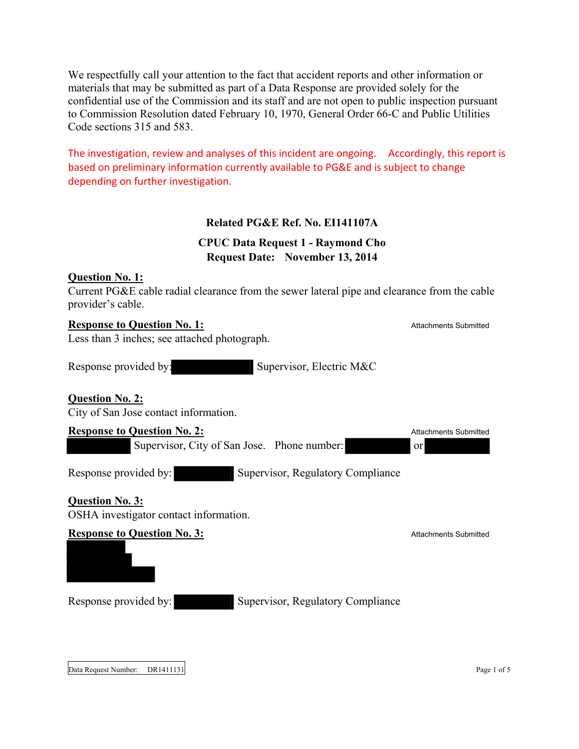We respectfully call your attention to the fact that accident reports and other information or materials that may be submitted as part of a Data Response are provided solely for the confidential use of the Commission and its staff and are not open to public inspection pursuant to Commission Resolution dated February 10, 1970, General Order 66-C and Public Utilities Code sections 315 and 583.

The investigation, review and analyses of this incident are ongoing. Accordingly, this report is based on preliminary information currently available to PG&E and is subject to change depending on further investigation.

**Related PG&E Ref. No. EI141107A**

**CPUC Data Request 1 - Raymond Cho**
**Request Date: November 13, 2014**

**Question No. 1:**
Current PG&E cable radial clearance from the sewer lateral pipe and clearance from the cable provider's cable.

**Response to Question No. 1:** Attachments Submitted
Less than 3 inches; see attached photograph.

Response provided by: [REDACTED] Supervisor, Electric M&C

**Question No. 2:**
City of San Jose contact information.

**Response to Question No. 2:** Attachments Submitted
[REDACTED] Supervisor, City of San Jose. Phone number: [REDACTED] or [REDACTED]

Response provided by: [REDACTED] Supervisor, Regulatory Compliance

**Question No. 3:**
OSHA investigator contact information.

**Response to Question No. 3:** Attachments Submitted
[REDACTED]

Response provided by: [REDACTED] Supervisor, Regulatory Compliance

Data Request Number: DR1411131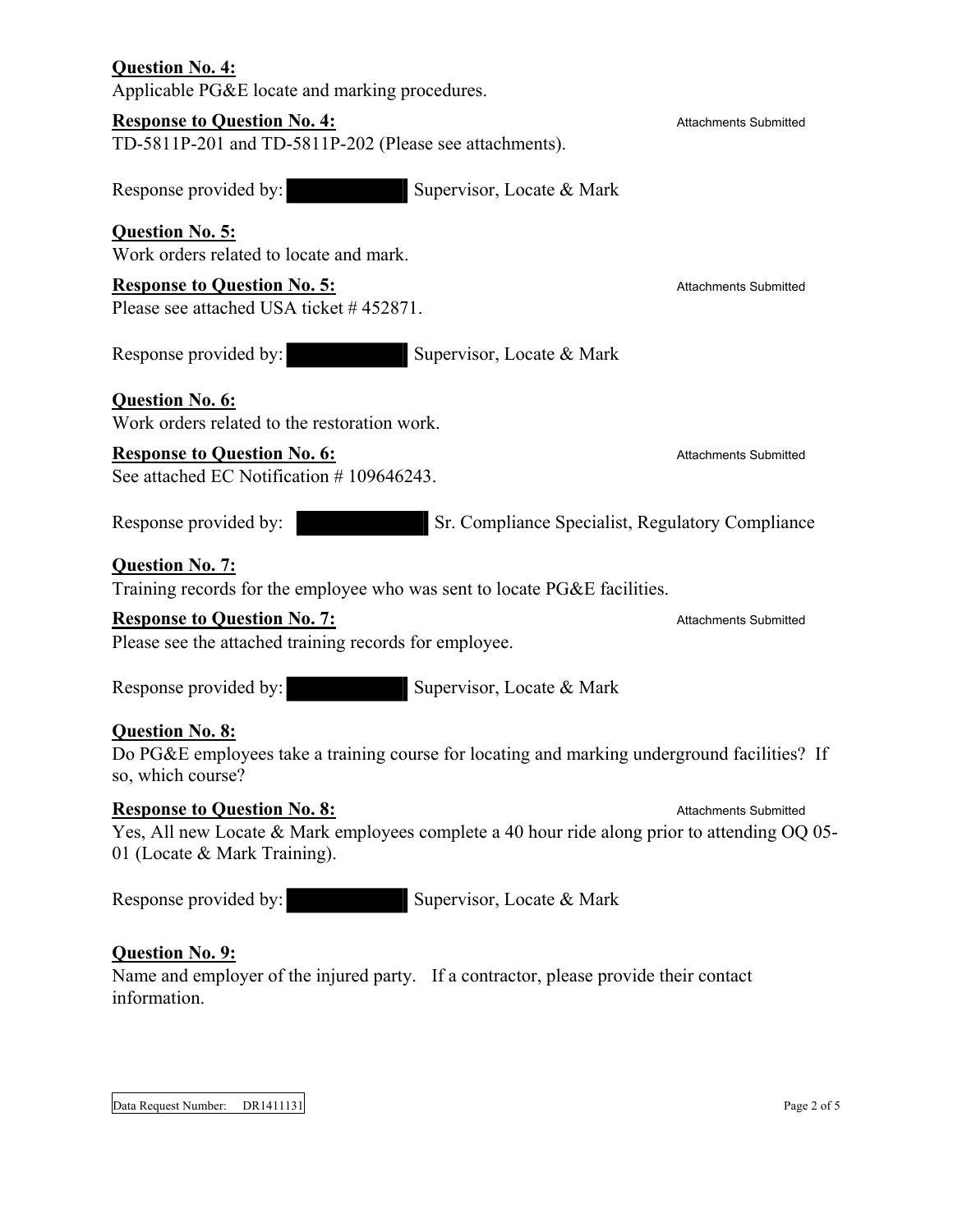**Question No. 4:**
Applicable PG&E locate and marking procedures.

**Response to Question No. 4:** Attachments Submitted
TD-5811P-201 and TD-5811P-202 (Please see attachments).

Response provided by: ██████ Supervisor, Locate & Mark

**Question No. 5:**
Work orders related to locate and mark.

**Response to Question No. 5:** Attachments Submitted
Please see attached USA ticket # 452871.

Response provided by: ██████ Supervisor, Locate & Mark

**Question No. 6:**
Work orders related to the restoration work.

**Response to Question No. 6:** Attachments Submitted
See attached EC Notification # 109646243.

Response provided by: ██████ Sr. Compliance Specialist, Regulatory Compliance

**Question No. 7:**
Training records for the employee who was sent to locate PG&E facilities.

**Response to Question No. 7:** Attachments Submitted
Please see the attached training records for employee.

Response provided by: ██████ Supervisor, Locate & Mark

**Question No. 8:**
Do PG&E employees take a training course for locating and marking underground facilities? If so, which course?

**Response to Question No. 8:** Attachments Submitted
Yes, All new Locate & Mark employees complete a 40 hour ride along prior to attending OQ 05-01 (Locate & Mark Training).

Response provided by: ██████ Supervisor, Locate & Mark

**Question No. 9:**
Name and employer of the injured party. If a contractor, please provide their contact information.

Data Request Number: DR1411131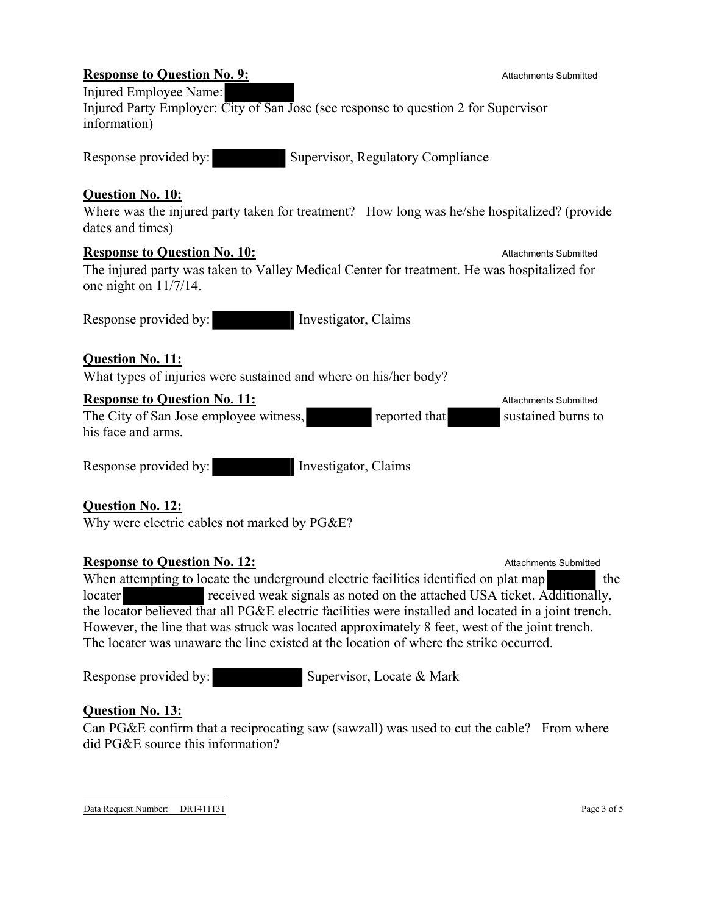**Response to Question No. 9:** Attachments Submitted

Injured Employee Name: [REDACTED]

Injured Party Employer: City of San Jose (see response to question 2 for Supervisor information)

Response provided by: [REDACTED] Supervisor, Regulatory Compliance

**Question No. 10:**

Where was the injured party taken for treatment? How long was he/she hospitalized? (provide dates and times)

**Response to Question No. 10:** Attachments Submitted

The injured party was taken to Valley Medical Center for treatment. He was hospitalized for one night on 11/7/14.

Response provided by: [REDACTED] Investigator, Claims

**Question No. 11:**

What types of injuries were sustained and where on his/her body?

**Response to Question No. 11:** Attachments Submitted

The City of San Jose employee witness, [REDACTED] reported that [REDACTED] sustained burns to his face and arms.

Response provided by: [REDACTED] Investigator, Claims

**Question No. 12:**

Why were electric cables not marked by PG&E?

**Response to Question No. 12:** Attachments Submitted

When attempting to locate the underground electric facilities identified on plat map [REDACTED] the locater [REDACTED] received weak signals as noted on the attached USA ticket. Additionally, the locator believed that all PG&E electric facilities were installed and located in a joint trench. However, the line that was struck was located approximately 8 feet, west of the joint trench. The locater was unaware the line existed at the location of where the strike occurred.

Response provided by: [REDACTED] Supervisor, Locate & Mark

**Question No. 13:**

Can PG&E confirm that a reciprocating saw (sawzall) was used to cut the cable? From where did PG&E source this information?

Data Request Number: DR1411131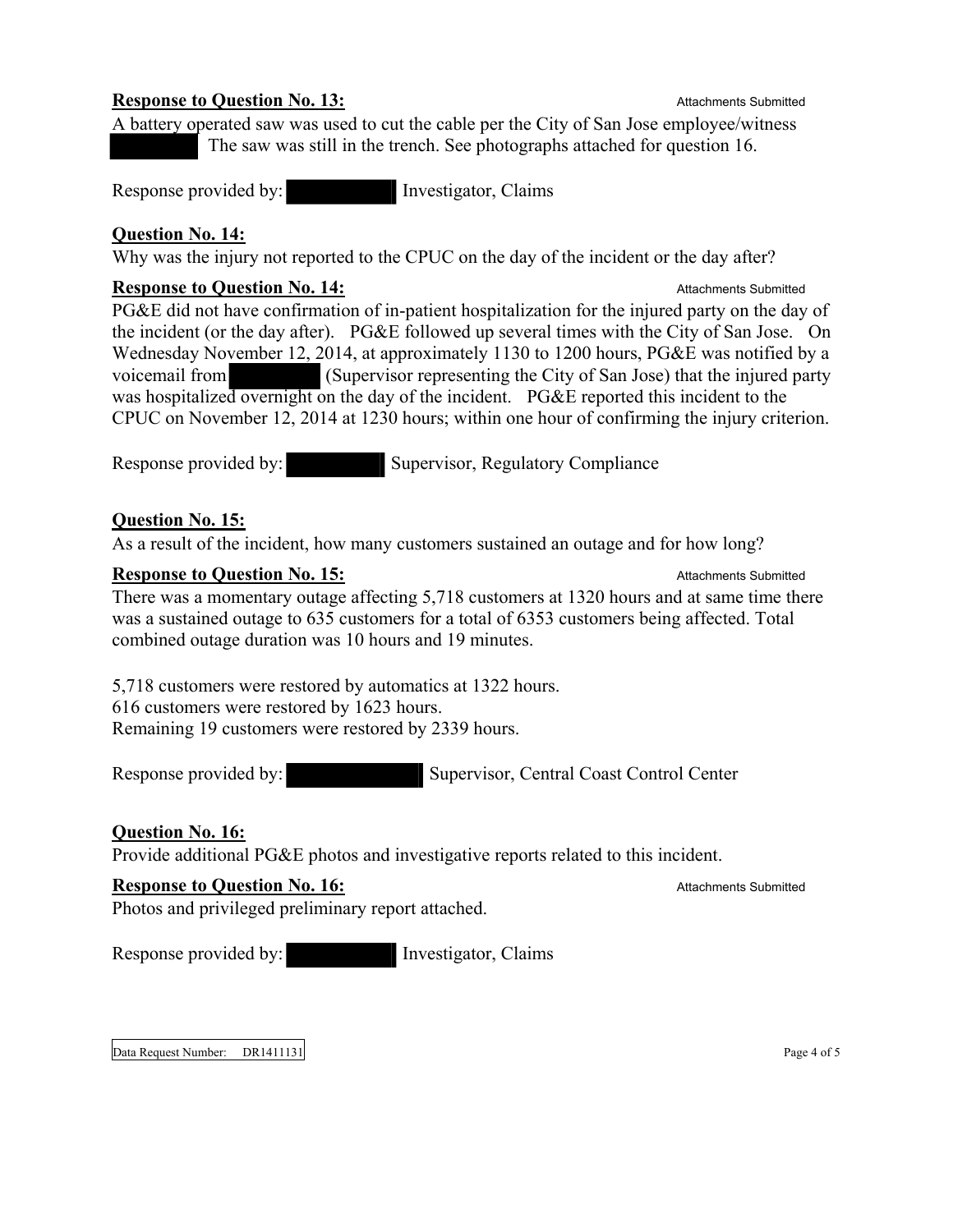**Response to Question No. 13:** Attachments Submitted

A battery operated saw was used to cut the cable per the City of San Jose employee/witness The saw was still in the trench. See photographs attached for question 16.

Response provided by: Investigator, Claims

**Question No. 14:**

Why was the injury not reported to the CPUC on the day of the incident or the day after?

**Response to Question No. 14:** Attachments Submitted

PG&E did not have confirmation of in-patient hospitalization for the injured party on the day of the incident (or the day after). PG&E followed up several times with the City of San Jose. On Wednesday November 12, 2014, at approximately 1130 to 1200 hours, PG&E was notified by a voicemail from (Supervisor representing the City of San Jose) that the injured party was hospitalized overnight on the day of the incident. PG&E reported this incident to the CPUC on November 12, 2014 at 1230 hours; within one hour of confirming the injury criterion.

Response provided by: Supervisor, Regulatory Compliance

**Question No. 15:**

As a result of the incident, how many customers sustained an outage and for how long?

**Response to Question No. 15:** Attachments Submitted

There was a momentary outage affecting 5,718 customers at 1320 hours and at same time there was a sustained outage to 635 customers for a total of 6353 customers being affected. Total combined outage duration was 10 hours and 19 minutes.

5,718 customers were restored by automatics at 1322 hours.
616 customers were restored by 1623 hours.
Remaining 19 customers were restored by 2339 hours.

Response provided by: Supervisor, Central Coast Control Center

**Question No. 16:**

Provide additional PG&E photos and investigative reports related to this incident.

**Response to Question No. 16:** Attachments Submitted

Photos and privileged preliminary report attached.

Response provided by: Investigator, Claims

Data Request Number: DR1411131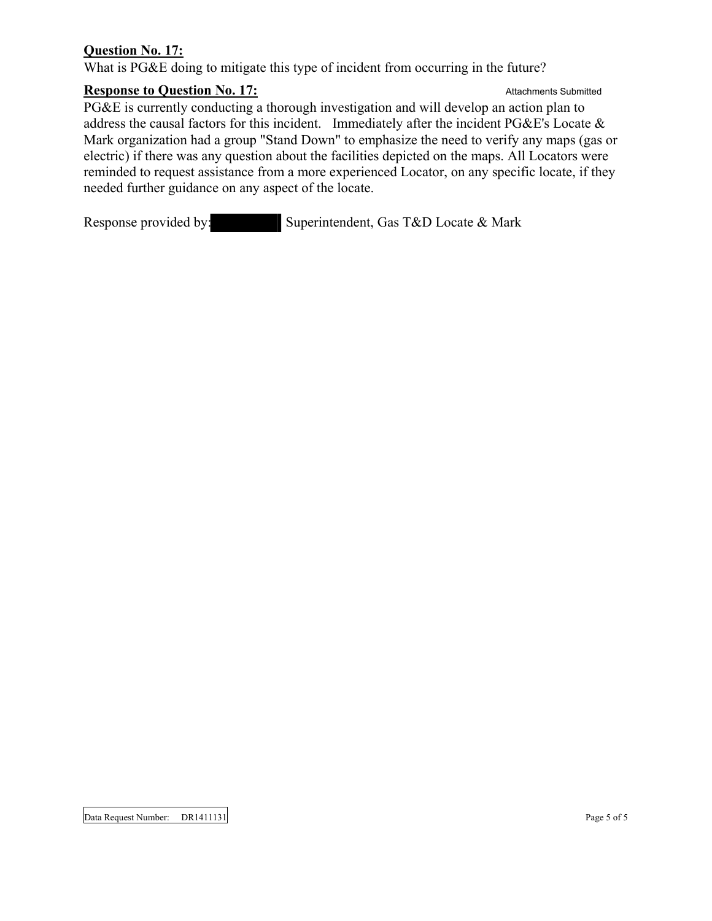**Question No. 17:**

What is PG&E doing to mitigate this type of incident from occurring in the future?

**Response to Question No. 17:** Attachments Submitted

PG&E is currently conducting a thorough investigation and will develop an action plan to address the causal factors for this incident. Immediately after the incident PG&E's Locate & Mark organization had a group "Stand Down" to emphasize the need to verify any maps (gas or electric) if there was any question about the facilities depicted on the maps. All Locators were reminded to request assistance from a more experienced Locator, on any specific locate, if they needed further guidance on any aspect of the locate.

Response provided by: [REDACTED] Superintendent, Gas T&D Locate & Mark

Data Request Number: DR1411131